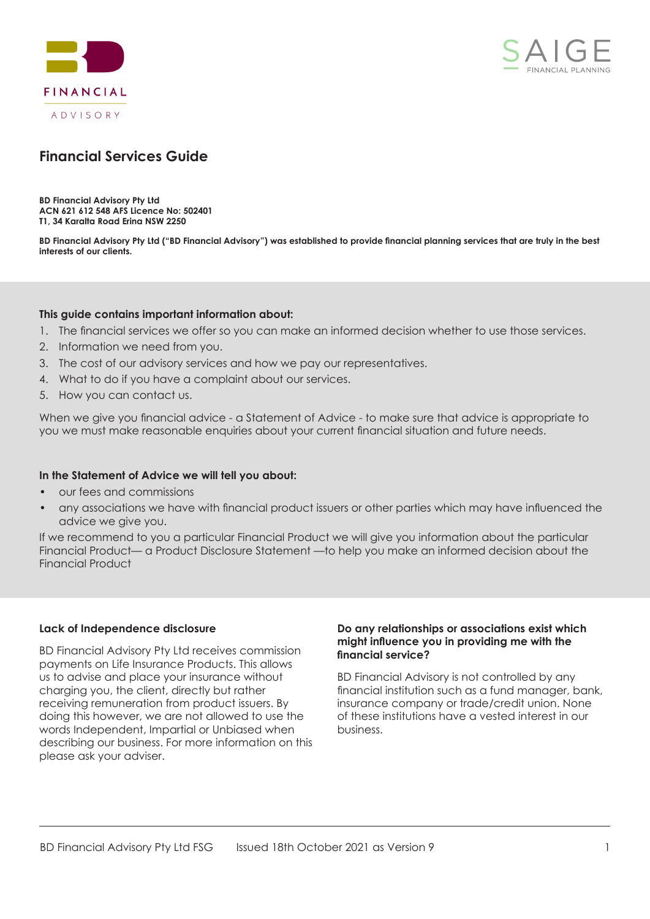# Financial Services Guide

**BD Financial Advisory Pty Ltd**
**ACN 621 612 548 AFS Licence No: 502401**
**T1, 34 Karalta Road Erina NSW 2250**

**BD Financial Advisory Pty Ltd ("BD Financial Advisory") was established to provide financial planning services that are truly in the best interests of our clients.**

**This guide contains important information about:**

1. The financial services we offer so you can make an informed decision whether to use those services.
2. Information we need from you.
3. The cost of our advisory services and how we pay our representatives.
4. What to do if you have a complaint about our services.
5. How you can contact us.

When we give you financial advice - a Statement of Advice - to make sure that advice is appropriate to you we must make reasonable enquiries about your current financial situation and future needs.

**In the Statement of Advice we will tell you about:**

- our fees and commissions
- any associations we have with financial product issuers or other parties which may have influenced the advice we give you.

If we recommend to you a particular Financial Product we will give you information about the particular Financial Product— a Product Disclosure Statement —to help you make an informed decision about the Financial Product

### Lack of Independence disclosure

BD Financial Advisory Pty Ltd receives commission payments on Life Insurance Products. This allows us to advise and place your insurance without charging you, the client, directly but rather receiving remuneration from product issuers. By doing this however, we are not allowed to use the words Independent, Impartial or Unbiased when describing our business. For more information on this please ask your adviser.

### Do any relationships or associations exist which might influence you in providing me with the financial service?

BD Financial Advisory is not controlled by any financial institution such as a fund manager, bank, insurance company or trade/credit union. None of these institutions have a vested interest in our business.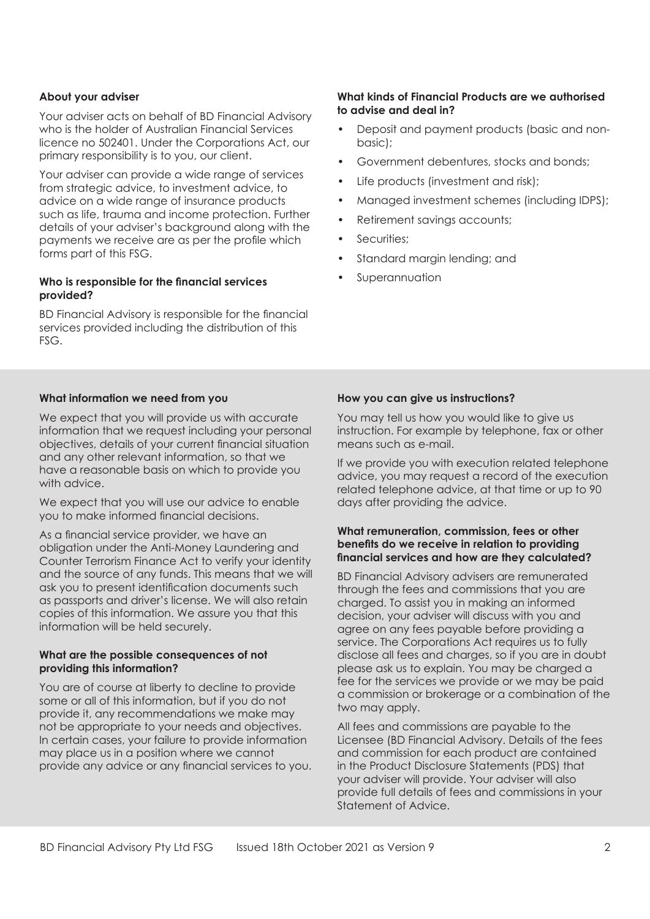### About your adviser

Your adviser acts on behalf of BD Financial Advisory who is the holder of Australian Financial Services licence no 502401. Under the Corporations Act, our primary responsibility is to you, our client.

Your adviser can provide a wide range of services from strategic advice, to investment advice, to advice on a wide range of insurance products such as life, trauma and income protection. Further details of your adviser's background along with the payments we receive are as per the profile which forms part of this FSG.

### Who is responsible for the financial services provided?

BD Financial Advisory is responsible for the financial services provided including the distribution of this FSG.

### What kinds of Financial Products are we authorised to advise and deal in?

- Deposit and payment products (basic and non-basic);
- Government debentures, stocks and bonds;
- Life products (investment and risk);
- Managed investment schemes (including IDPS);
- Retirement savings accounts;
- Securities;
- Standard margin lending; and
- Superannuation

### What information we need from you

We expect that you will provide us with accurate information that we request including your personal objectives, details of your current financial situation and any other relevant information, so that we have a reasonable basis on which to provide you with advice.

We expect that you will use our advice to enable you to make informed financial decisions.

As a financial service provider, we have an obligation under the Anti-Money Laundering and Counter Terrorism Finance Act to verify your identity and the source of any funds. This means that we will ask you to present identification documents such as passports and driver's license. We will also retain copies of this information. We assure you that this information will be held securely.

### What are the possible consequences of not providing this information?

You are of course at liberty to decline to provide some or all of this information, but if you do not provide it, any recommendations we make may not be appropriate to your needs and objectives. In certain cases, your failure to provide information may place us in a position where we cannot provide any advice or any financial services to you.

### How you can give us instructions?

You may tell us how you would like to give us instruction. For example by telephone, fax or other means such as e-mail.

If we provide you with execution related telephone advice, you may request a record of the execution related telephone advice, at that time or up to 90 days after providing the advice.

### What remuneration, commission, fees or other benefits do we receive in relation to providing financial services and how are they calculated?

BD Financial Advisory advisers are remunerated through the fees and commissions that you are charged. To assist you in making an informed decision, your adviser will discuss with you and agree on any fees payable before providing a service. The Corporations Act requires us to fully disclose all fees and charges, so if you are in doubt please ask us to explain. You may be charged a fee for the services we provide or we may be paid a commission or brokerage or a combination of the two may apply.

All fees and commissions are payable to the Licensee (BD Financial Advisory. Details of the fees and commission for each product are contained in the Product Disclosure Statements (PDS) that your adviser will provide. Your adviser will also provide full details of fees and commissions in your Statement of Advice.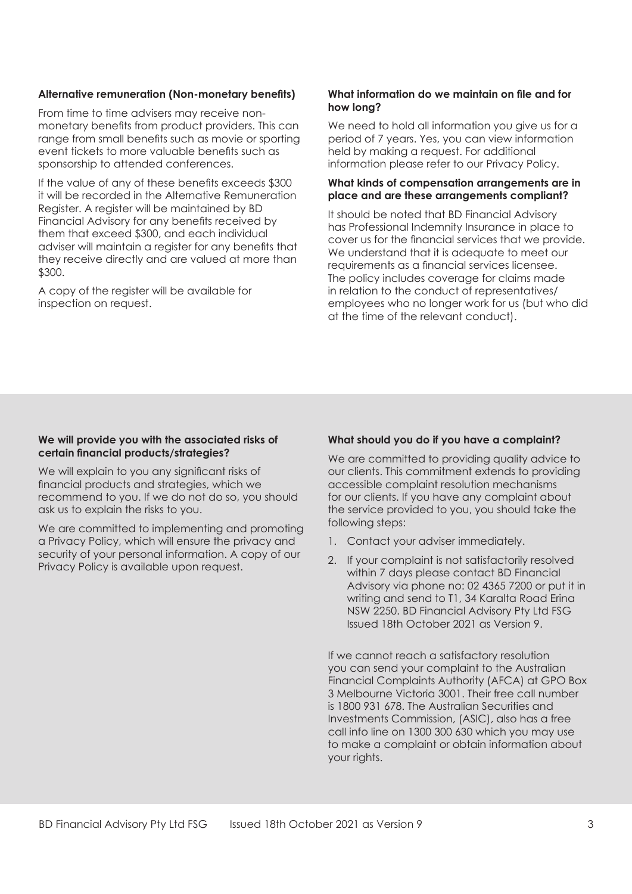**Alternative remuneration (Non-monetary benefits)**

From time to time advisers may receive non-monetary benefits from product providers. This can range from small benefits such as movie or sporting event tickets to more valuable benefits such as sponsorship to attended conferences.

If the value of any of these benefits exceeds $300 it will be recorded in the Alternative Remuneration Register. A register will be maintained by BD Financial Advisory for any benefits received by them that exceed $300, and each individual adviser will maintain a register for any benefits that they receive directly and are valued at more than $300.

A copy of the register will be available for inspection on request.

**What information do we maintain on file and for how long?**

We need to hold all information you give us for a period of 7 years. Yes, you can view information held by making a request. For additional information please refer to our Privacy Policy.

**What kinds of compensation arrangements are in place and are these arrangements compliant?**

It should be noted that BD Financial Advisory has Professional Indemnity Insurance in place to cover us for the financial services that we provide. We understand that it is adequate to meet our requirements as a financial services licensee. The policy includes coverage for claims made in relation to the conduct of representatives/ employees who no longer work for us (but who did at the time of the relevant conduct).

**We will provide you with the associated risks of certain financial products/strategies?**

We will explain to you any significant risks of financial products and strategies, which we recommend to you. If we do not do so, you should ask us to explain the risks to you.

We are committed to implementing and promoting a Privacy Policy, which will ensure the privacy and security of your personal information. A copy of our Privacy Policy is available upon request.

**What should you do if you have a complaint?**

We are committed to providing quality advice to our clients. This commitment extends to providing accessible complaint resolution mechanisms for our clients. If you have any complaint about the service provided to you, you should take the following steps:

1. Contact your adviser immediately.
2. If your complaint is not satisfactorily resolved within 7 days please contact BD Financial Advisory via phone no: 02 4365 7200 or put it in writing and send to T1, 34 Karalta Road Erina NSW 2250. BD Financial Advisory Pty Ltd FSG Issued 18th October 2021 as Version 9.

If we cannot reach a satisfactory resolution you can send your complaint to the Australian Financial Complaints Authority (AFCA) at GPO Box 3 Melbourne Victoria 3001. Their free call number is 1800 931 678. The Australian Securities and Investments Commission, (ASIC), also has a free call info line on 1300 300 630 which you may use to make a complaint or obtain information about your rights.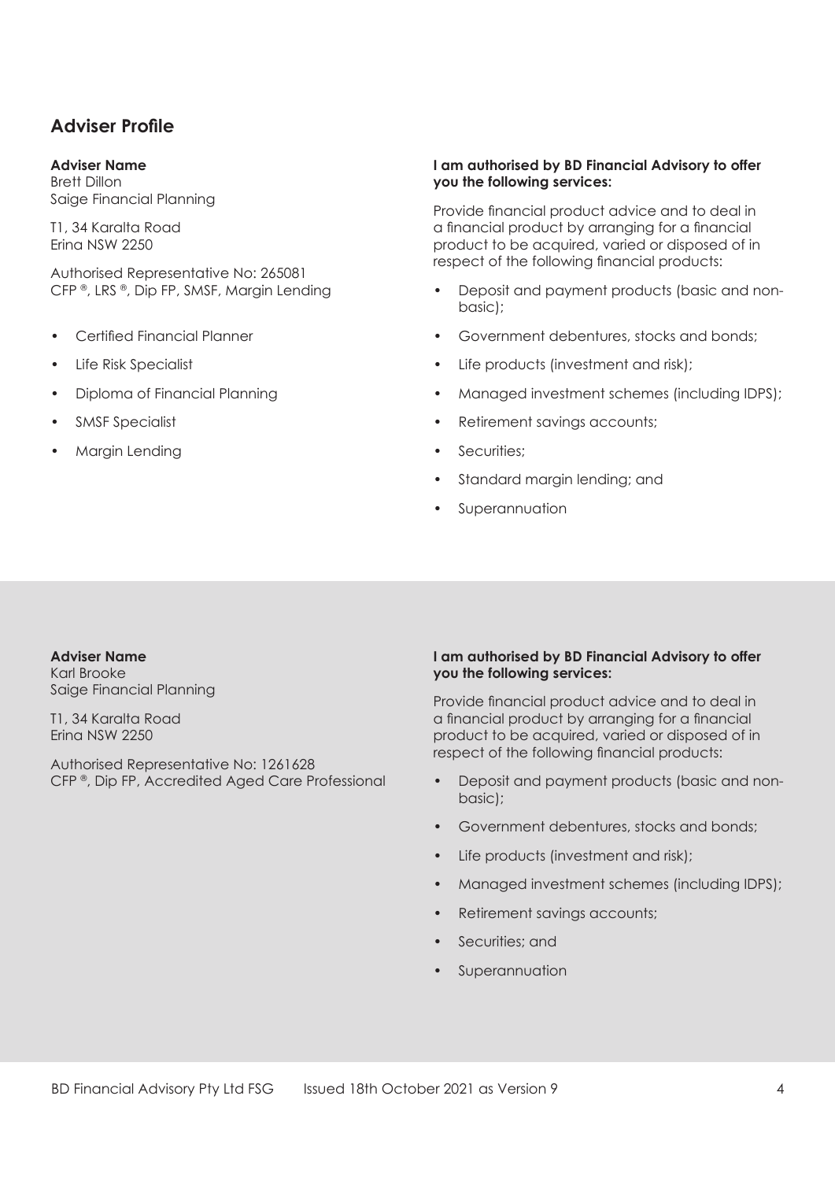## Adviser Profile

**Adviser Name**
Brett Dillon
Saige Financial Planning

T1, 34 Karalta Road
Erina NSW 2250

Authorised Representative No: 265081
CFP ®, LRS ®, Dip FP, SMSF, Margin Lending

- Certified Financial Planner
- Life Risk Specialist
- Diploma of Financial Planning
- SMSF Specialist
- Margin Lending

**I am authorised by BD Financial Advisory to offer you the following services:**

Provide financial product advice and to deal in a financial product by arranging for a financial product to be acquired, varied or disposed of in respect of the following financial products:

- Deposit and payment products (basic and non-basic);
- Government debentures, stocks and bonds;
- Life products (investment and risk);
- Managed investment schemes (including IDPS);
- Retirement savings accounts;
- Securities;
- Standard margin lending; and
- Superannuation

**Adviser Name**
Karl Brooke
Saige Financial Planning

T1, 34 Karalta Road
Erina NSW 2250

Authorised Representative No: 1261628
CFP ®, Dip FP, Accredited Aged Care Professional

**I am authorised by BD Financial Advisory to offer you the following services:**

Provide financial product advice and to deal in a financial product by arranging for a financial product to be acquired, varied or disposed of in respect of the following financial products:

- Deposit and payment products (basic and non-basic);
- Government debentures, stocks and bonds;
- Life products (investment and risk);
- Managed investment schemes (including IDPS);
- Retirement savings accounts;
- Securities; and
- Superannuation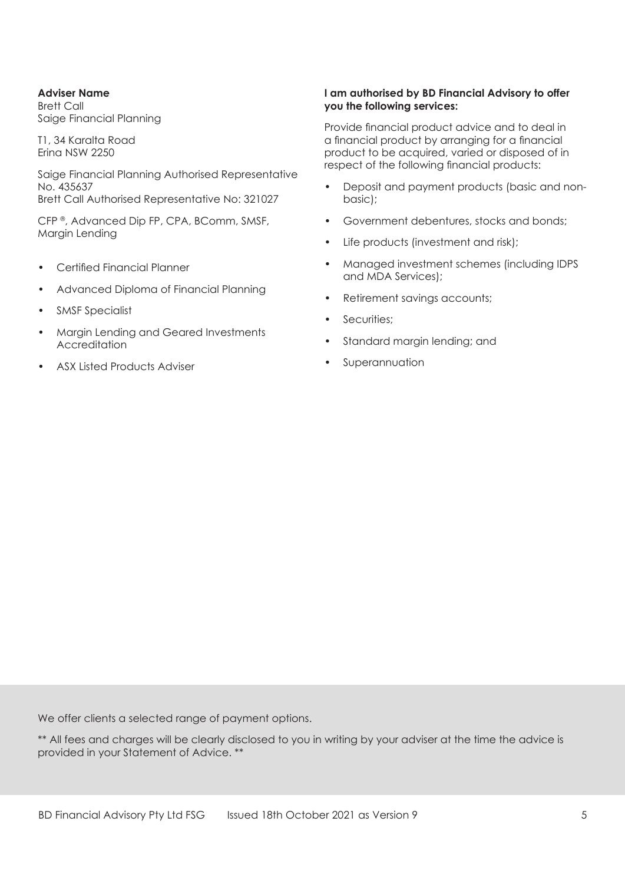**Adviser Name**
Brett Call
Saige Financial Planning

T1, 34 Karalta Road
Erina NSW 2250

Saige Financial Planning Authorised Representative No. 435637
Brett Call Authorised Representative No: 321027

CFP ®, Advanced Dip FP, CPA, BComm, SMSF, Margin Lending

- Certified Financial Planner
- Advanced Diploma of Financial Planning
- SMSF Specialist
- Margin Lending and Geared Investments Accreditation
- ASX Listed Products Adviser

**I am authorised by BD Financial Advisory to offer you the following services:**

Provide financial product advice and to deal in a financial product by arranging for a financial product to be acquired, varied or disposed of in respect of the following financial products:

- Deposit and payment products (basic and non-basic);
- Government debentures, stocks and bonds;
- Life products (investment and risk);
- Managed investment schemes (including IDPS and MDA Services);
- Retirement savings accounts;
- Securities;
- Standard margin lending; and
- Superannuation

We offer clients a selected range of payment options.

** All fees and charges will be clearly disclosed to you in writing by your adviser at the time the advice is provided in your Statement of Advice. **